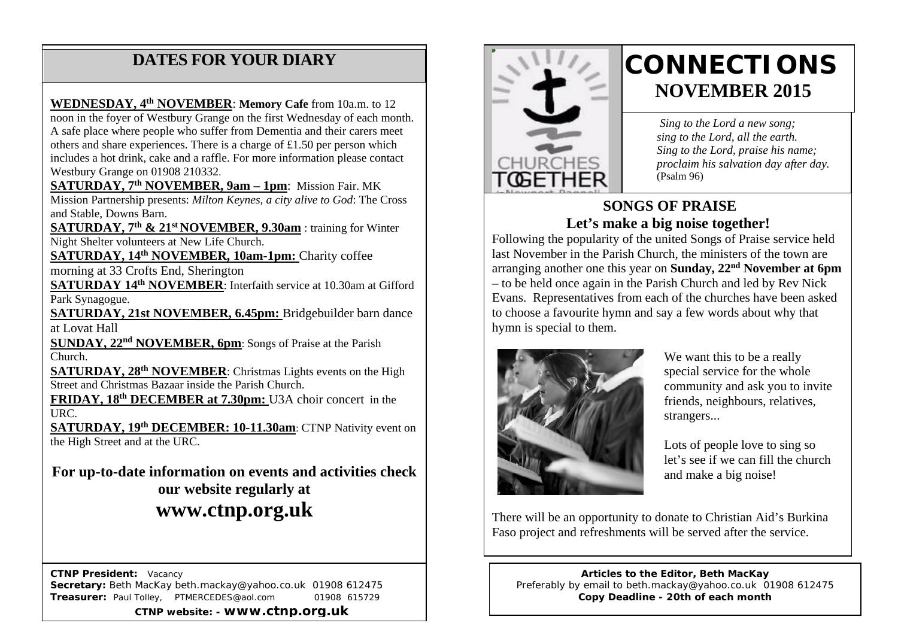## DATES FOR YOUR DIARY

**WEDNESDAY, 4th NOVEMBER**: **Memory Cafe** from 10a.m. to 12 noon in the foyer of Westbury Grange on the first Wednesday of each month. A safe place where people who suffer from Dementia and their carers meet others and share experiences. There is a charge of £1.50 per person which includes a hot drink, cake and a raffle. For more information please contact Westbury Grange on 01908 210332.

**SATURDAY, 7th NOVEMBER, 9am – 1pm**: Mission Fair. MK Mission Partnership presents: *Milton Keynes, a city alive to God*: The Cross and Stable, Downs Barn.

**SATURDAY, 7th & 21st NOVEMBER, 9.30am** : training for Winter Night Shelter volunteers at New Life Church.

**SATURDAY, 14th NOVEMBER, 10am-1pm:** Charity coffee morning at 33 Crofts End, Sherington

**SATURDAY 14th NOVEMBER**: Interfaith service at 10.30am at Gifford Park Synagogue.

**SATURDAY, 21st NOVEMBER, 6.45pm:** Bridgebuilder barn dance at Lovat Hall

**SUNDAY, 22nd NOVEMBER, 6pm**: Songs of Praise at the Parish Church.

**SATURDAY, 28th NOVEMBER**: Christmas Lights events on the High Street and Christmas Bazaar inside the Parish Church.

**FRIDAY, 18th DECEMBER at 7.30pm:** U3A choir concert in the URC.

**SATURDAY, 19th DECEMBER: 10-11.30am**: CTNP Nativity event on the High Street and at the URC.

**For up-to-date information on events and activities check our website regularly at**

## www.ctnp.org.uk

**CTNP President:** Vacancy
**Secretary:** Beth MacKay beth.mackay@yahoo.co.uk 01908 612475
**Treasurer:** Paul Tolley, PTMERCEDES@aol.com 01908 615729
**CTNP website: - www.ctnp.org.uk**

# CONNECTIONS
## NOVEMBER 2015

*Sing to the Lord a new song;*
*sing to the Lord, all the earth.*
*Sing to the Lord, praise his name;*
*proclaim his salvation day after day.*
(Psalm 96)

## SONGS OF PRAISE
### Let's make a big noise together!

Following the popularity of the united Songs of Praise service held last November in the Parish Church, the ministers of the town are arranging another one this year on **Sunday, 22nd November at 6pm** – to be held once again in the Parish Church and led by Rev Nick Evans. Representatives from each of the churches have been asked to choose a favourite hymn and say a few words about why that hymn is special to them.

We want this to be a really special service for the whole community and ask you to invite friends, neighbours, relatives, strangers...

Lots of people love to sing so let's see if we can fill the church and make a big noise!

There will be an opportunity to donate to Christian Aid's Burkina Faso project and refreshments will be served after the service.

**Articles to the Editor, Beth MacKay**
Preferably by email to beth.mackay@yahoo.co.uk 01908 612475
**Copy Deadline - 20th of each month**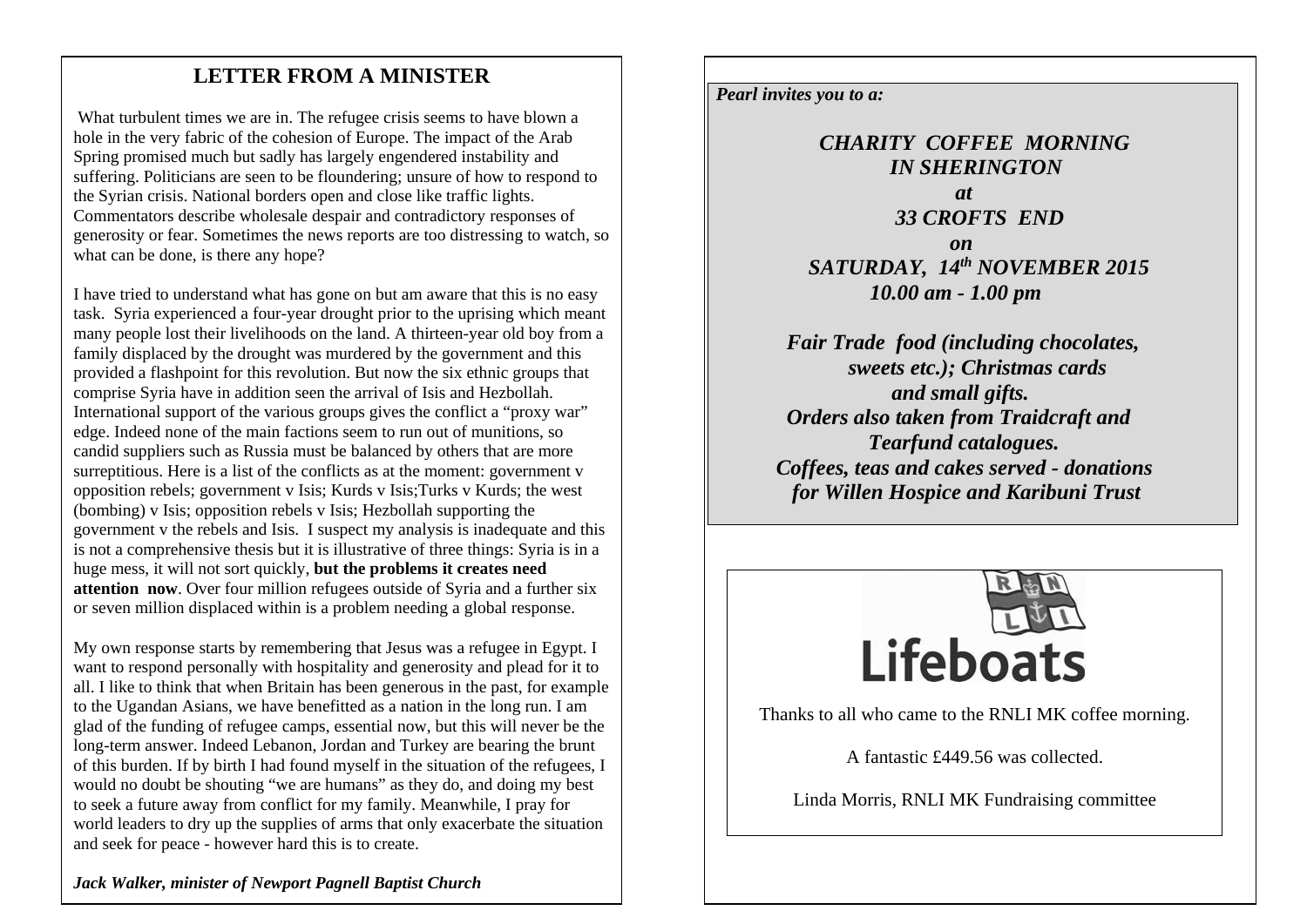## LETTER FROM A MINISTER

What turbulent times we are in. The refugee crisis seems to have blown a hole in the very fabric of the cohesion of Europe. The impact of the Arab Spring promised much but sadly has largely engendered instability and suffering. Politicians are seen to be floundering; unsure of how to respond to the Syrian crisis. National borders open and close like traffic lights. Commentators describe wholesale despair and contradictory responses of generosity or fear. Sometimes the news reports are too distressing to watch, so what can be done, is there any hope?

I have tried to understand what has gone on but am aware that this is no easy task. Syria experienced a four-year drought prior to the uprising which meant many people lost their livelihoods on the land. A thirteen-year old boy from a family displaced by the drought was murdered by the government and this provided a flashpoint for this revolution. But now the six ethnic groups that comprise Syria have in addition seen the arrival of Isis and Hezbollah. International support of the various groups gives the conflict a "proxy war" edge. Indeed none of the main factions seem to run out of munitions, so candid suppliers such as Russia must be balanced by others that are more surreptitious. Here is a list of the conflicts as at the moment: government v opposition rebels; government v Isis; Kurds v Isis;Turks v Kurds; the west (bombing) v Isis; opposition rebels v Isis; Hezbollah supporting the government v the rebels and Isis. I suspect my analysis is inadequate and this is not a comprehensive thesis but it is illustrative of three things: Syria is in a huge mess, it will not sort quickly, **but the problems it creates need attention now**. Over four million refugees outside of Syria and a further six or seven million displaced within is a problem needing a global response.

My own response starts by remembering that Jesus was a refugee in Egypt. I want to respond personally with hospitality and generosity and plead for it to all. I like to think that when Britain has been generous in the past, for example to the Ugandan Asians, we have benefitted as a nation in the long run. I am glad of the funding of refugee camps, essential now, but this will never be the long-term answer. Indeed Lebanon, Jordan and Turkey are bearing the brunt of this burden. If by birth I had found myself in the situation of the refugees, I would no doubt be shouting "we are humans" as they do, and doing my best to seek a future away from conflict for my family. Meanwhile, I pray for world leaders to dry up the supplies of arms that only exacerbate the situation and seek for peace - however hard this is to create.

***Jack Walker, minister of Newport Pagnell Baptist Church***

---

***Pearl invites you to a:***

***CHARITY COFFEE MORNING IN SHERINGTON***
***at***
***33 CROFTS END***
***on***
***SATURDAY, 14th NOVEMBER 2015***
***10.00 am - 1.00 pm***

***Fair Trade food (including chocolates, sweets etc.); Christmas cards and small gifts.***
***Orders also taken from Traidcraft and Tearfund catalogues.***
***Coffees, teas and cakes served - donations for Willen Hospice and Karibuni Trust***

---

**RNLI Lifeboats**

Thanks to all who came to the RNLI MK coffee morning.

A fantastic £449.56 was collected.

Linda Morris, RNLI MK Fundraising committee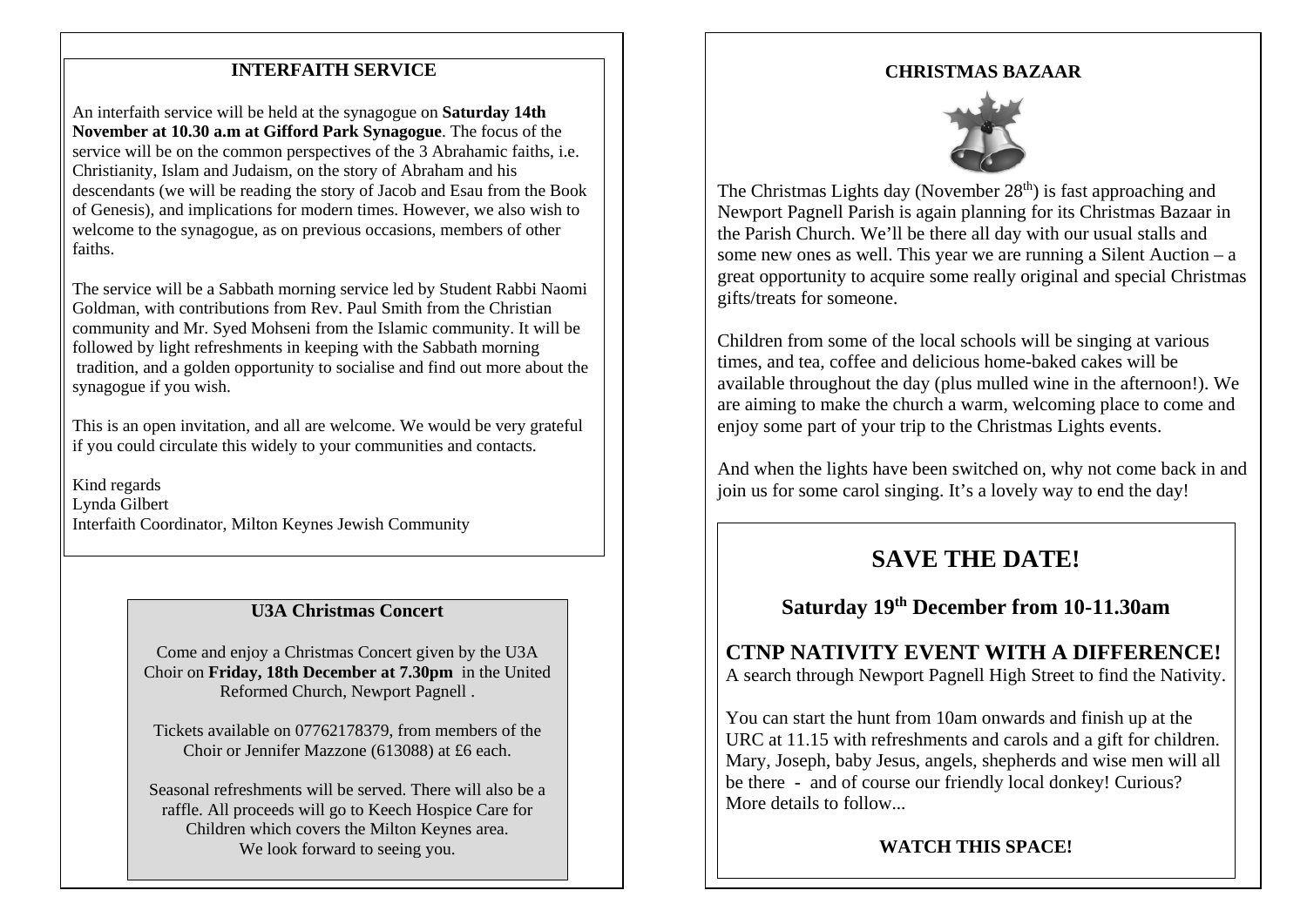## INTERFAITH SERVICE

An interfaith service will be held at the synagogue on **Saturday 14th November at 10.30 a.m at Gifford Park Synagogue**. The focus of the service will be on the common perspectives of the 3 Abrahamic faiths, i.e. Christianity, Islam and Judaism, on the story of Abraham and his descendants (we will be reading the story of Jacob and Esau from the Book of Genesis), and implications for modern times. However, we also wish to welcome to the synagogue, as on previous occasions, members of other faiths.

The service will be a Sabbath morning service led by Student Rabbi Naomi Goldman, with contributions from Rev. Paul Smith from the Christian community and Mr. Syed Mohseni from the Islamic community. It will be followed by light refreshments in keeping with the Sabbath morning tradition, and a golden opportunity to socialise and find out more about the synagogue if you wish.

This is an open invitation, and all are welcome. We would be very grateful if you could circulate this widely to your communities and contacts.

Kind regards
Lynda Gilbert
Interfaith Coordinator, Milton Keynes Jewish Community

## U3A Christmas Concert

Come and enjoy a Christmas Concert given by the U3A Choir on **Friday, 18th December at 7.30pm** in the United Reformed Church, Newport Pagnell .

Tickets available on 07762178379, from members of the Choir or Jennifer Mazzone (613088) at £6 each.

Seasonal refreshments will be served. There will also be a raffle. All proceeds will go to Keech Hospice Care for Children which covers the Milton Keynes area.
We look forward to seeing you.

## CHRISTMAS BAZAAR

The Christmas Lights day (November 28th) is fast approaching and Newport Pagnell Parish is again planning for its Christmas Bazaar in the Parish Church. We'll be there all day with our usual stalls and some new ones as well. This year we are running a Silent Auction – a great opportunity to acquire some really original and special Christmas gifts/treats for someone.

Children from some of the local schools will be singing at various times, and tea, coffee and delicious home-baked cakes will be available throughout the day (plus mulled wine in the afternoon!). We are aiming to make the church a warm, welcoming place to come and enjoy some part of your trip to the Christmas Lights events.

And when the lights have been switched on, why not come back in and join us for some carol singing. It's a lovely way to end the day!

# SAVE THE DATE!

### Saturday 19th December from 10-11.30am

### CTNP NATIVITY EVENT WITH A DIFFERENCE!

A search through Newport Pagnell High Street to find the Nativity.

You can start the hunt from 10am onwards and finish up at the URC at 11.15 with refreshments and carols and a gift for children. Mary, Joseph, baby Jesus, angels, shepherds and wise men will all be there - and of course our friendly local donkey! Curious? More details to follow...

**WATCH THIS SPACE!**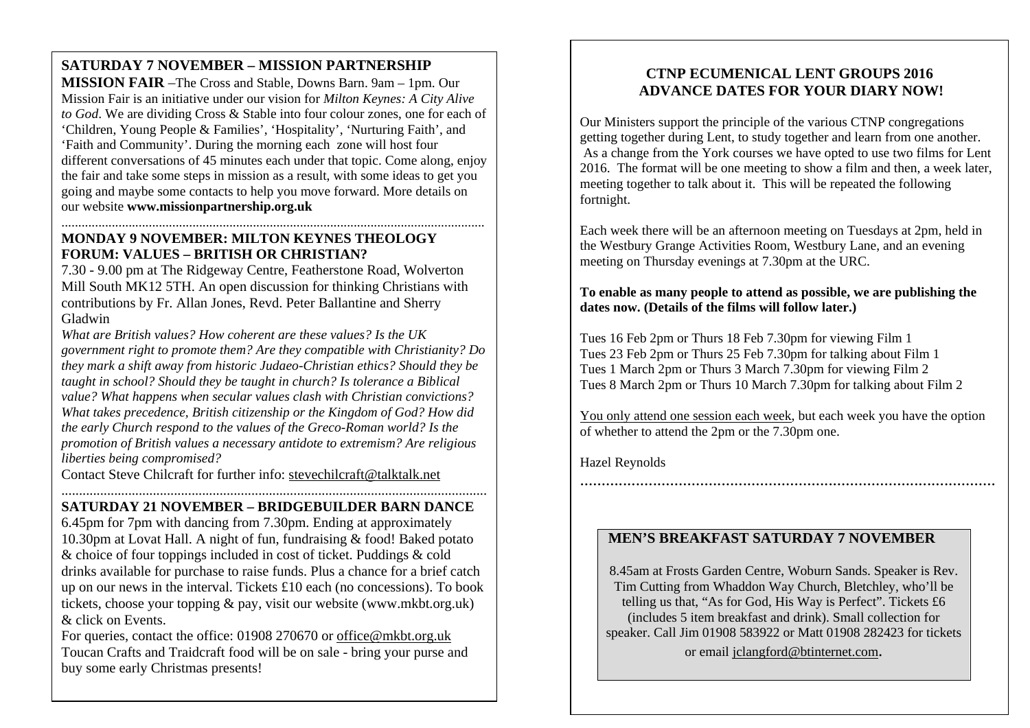**SATURDAY 7 NOVEMBER – MISSION PARTNERSHIP MISSION FAIR** –The Cross and Stable, Downs Barn. 9am – 1pm. Our Mission Fair is an initiative under our vision for *Milton Keynes: A City Alive to God*. We are dividing Cross & Stable into four colour zones, one for each of 'Children, Young People & Families', 'Hospitality', 'Nurturing Faith', and 'Faith and Community'. During the morning each zone will host four different conversations of 45 minutes each under that topic. Come along, enjoy the fair and take some steps in mission as a result, with some ideas to get you going and maybe some contacts to help you move forward. More details on our website **www.missionpartnership.org.uk**

.............................................................................................................................

**MONDAY 9 NOVEMBER: MILTON KEYNES THEOLOGY FORUM: VALUES – BRITISH OR CHRISTIAN?**

7.30 - 9.00 pm at The Ridgeway Centre, Featherstone Road, Wolverton Mill South MK12 5TH. An open discussion for thinking Christians with contributions by Fr. Allan Jones, Revd. Peter Ballantine and Sherry Gladwin

*What are British values? How coherent are these values? Is the UK government right to promote them? Are they compatible with Christianity? Do they mark a shift away from historic Judaeo-Christian ethics? Should they be taught in school? Should they be taught in church? Is tolerance a Biblical value? What happens when secular values clash with Christian convictions? What takes precedence, British citizenship or the Kingdom of God? How did the early Church respond to the values of the Greco-Roman world? Is the promotion of British values a necessary antidote to extremism? Are religious liberties being compromised?*

Contact Steve Chilcraft for further info: stevechilcraft@talktalk.net

.............................................................................................................................

**SATURDAY 21 NOVEMBER – BRIDGEBUILDER BARN DANCE**

6.45pm for 7pm with dancing from 7.30pm. Ending at approximately 10.30pm at Lovat Hall. A night of fun, fundraising & food! Baked potato & choice of four toppings included in cost of ticket. Puddings & cold drinks available for purchase to raise funds. Plus a chance for a brief catch up on our news in the interval. Tickets £10 each (no concessions). To book tickets, choose your topping & pay, visit our website (www.mkbt.org.uk) & click on Events.

For queries, contact the office: 01908 270670 or office@mkbt.org.uk

Toucan Crafts and Traidcraft food will be on sale - bring your purse and buy some early Christmas presents!

## CTNP ECUMENICAL LENT GROUPS 2016
## ADVANCE DATES FOR YOUR DIARY NOW!

Our Ministers support the principle of the various CTNP congregations getting together during Lent, to study together and learn from one another. As a change from the York courses we have opted to use two films for Lent 2016. The format will be one meeting to show a film and then, a week later, meeting together to talk about it. This will be repeated the following fortnight.

Each week there will be an afternoon meeting on Tuesdays at 2pm, held in the Westbury Grange Activities Room, Westbury Lane, and an evening meeting on Thursday evenings at 7.30pm at the URC.

**To enable as many people to attend as possible, we are publishing the dates now. (Details of the films will follow later.)**

Tues 16 Feb 2pm or Thurs 18 Feb 7.30pm for viewing Film 1
Tues 23 Feb 2pm or Thurs 25 Feb 7.30pm for talking about Film 1
Tues 1 March 2pm or Thurs 3 March 7.30pm for viewing Film 2
Tues 8 March 2pm or Thurs 10 March 7.30pm for talking about Film 2

You only attend one session each week, but each week you have the option of whether to attend the 2pm or the 7.30pm one.

Hazel Reynolds

…………………………………………………………………………………

**MEN'S BREAKFAST SATURDAY 7 NOVEMBER**

8.45am at Frosts Garden Centre, Woburn Sands. Speaker is Rev. Tim Cutting from Whaddon Way Church, Bletchley, who'll be telling us that, "As for God, His Way is Perfect". Tickets £6 (includes 5 item breakfast and drink). Small collection for speaker. Call Jim 01908 583922 or Matt 01908 282423 for tickets or email jclangford@btinternet.com.